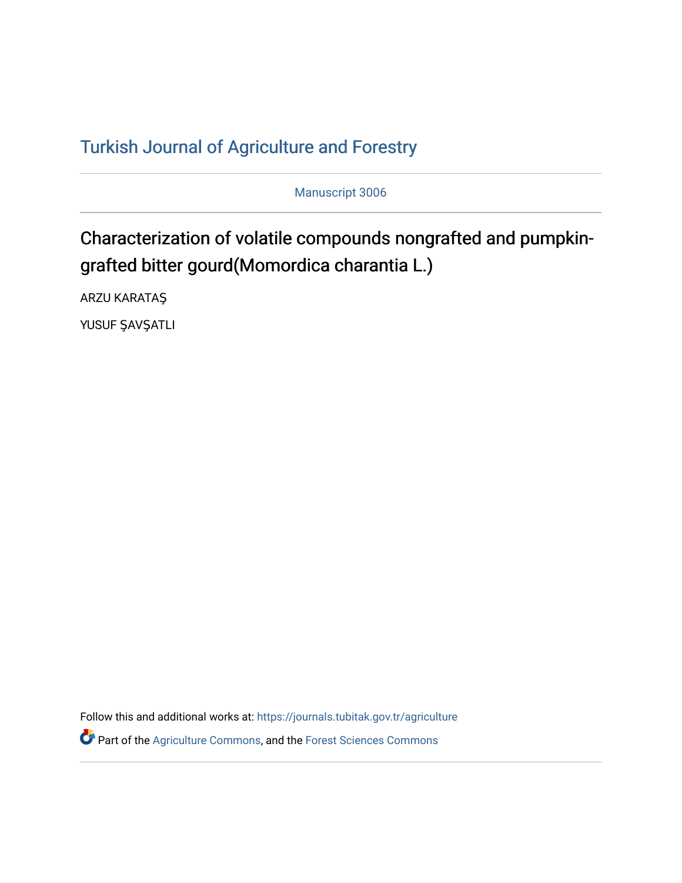# Turkish Journal of Agriculture and Forestry

Manuscript 3006

## Characterization of volatile compounds nongrafted and pumpkin-grafted bitter gourd(Momordica charantia L.)

ARZU KARATAŞ

YUSUF ŞAVŞATLI

Follow this and additional works at: https://journals.tubitak.gov.tr/agriculture

Part of the Agriculture Commons, and the Forest Sciences Commons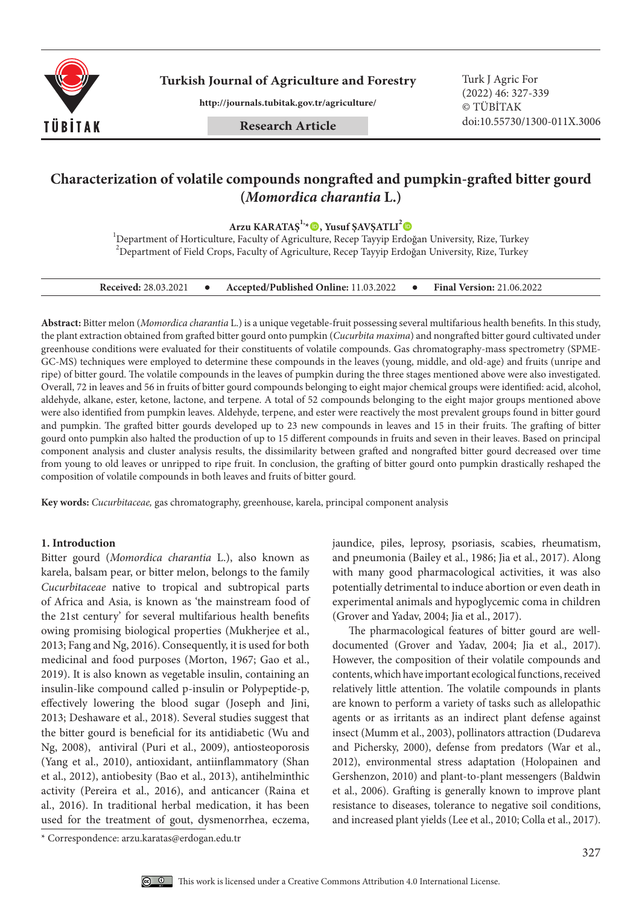# Characterization of volatile compounds nongrafted and pumpkin-grafted bitter gourd (*Momordica charantia* L.)

**Arzu KARATAŞ[1,*], Yusuf ŞAVŞATLI[2]**

[1]Department of Horticulture, Faculty of Agriculture, Recep Tayyip Erdoğan University, Rize, Turkey
[2]Department of Field Crops, Faculty of Agriculture, Recep Tayyip Erdoğan University, Rize, Turkey

**Received:** 28.03.2021 ● **Accepted/Published Online:** 11.03.2022 ● **Final Version:** 21.06.2022

**Abstract:** Bitter melon (*Momordica charantia* L.) is a unique vegetable-fruit possessing several multifarious health benefits. In this study, the plant extraction obtained from grafted bitter gourd onto pumpkin (*Cucurbita maxima*) and nongrafted bitter gourd cultivated under greenhouse conditions were evaluated for their constituents of volatile compounds. Gas chromatography-mass spectrometry (SPME-GC-MS) techniques were employed to determine these compounds in the leaves (young, middle, and old-age) and fruits (unripe and ripe) of bitter gourd. The volatile compounds in the leaves of pumpkin during the three stages mentioned above were also investigated. Overall, 72 in leaves and 56 in fruits of bitter gourd compounds belonging to eight major chemical groups were identified: acid, alcohol, aldehyde, alkane, ester, ketone, lactone, and terpene. A total of 52 compounds belonging to the eight major groups mentioned above were also identified from pumpkin leaves. Aldehyde, terpene, and ester were reactively the most prevalent groups found in bitter gourd and pumpkin. The grafted bitter gourds developed up to 23 new compounds in leaves and 15 in their fruits. The grafting of bitter gourd onto pumpkin also halted the production of up to 15 different compounds in fruits and seven in their leaves. Based on principal component analysis and cluster analysis results, the dissimilarity between grafted and nongrafted bitter gourd decreased over time from young to old leaves or unripped to ripe fruit. In conclusion, the grafting of bitter gourd onto pumpkin drastically reshaped the composition of volatile compounds in both leaves and fruits of bitter gourd.

**Key words:** *Cucurbitaceae,* gas chromatography, greenhouse, karela, principal component analysis

## 1. Introduction

Bitter gourd (*Momordica charantia* L.), also known as karela, balsam pear, or bitter melon, belongs to the family *Cucurbitaceae* native to tropical and subtropical parts of Africa and Asia, is known as 'the mainstream food of the 21st century' for several multifarious health benefits owing promising biological properties (Mukherjee et al., 2013; Fang and Ng, 2016). Consequently, it is used for both medicinal and food purposes (Morton, 1967; Gao et al., 2019). It is also known as vegetable insulin, containing an insulin-like compound called p-insulin or Polypeptide-p, effectively lowering the blood sugar (Joseph and Jini, 2013; Deshaware et al., 2018). Several studies suggest that the bitter gourd is beneficial for its antidiabetic (Wu and Ng, 2008), antiviral (Puri et al., 2009), antiosteoporosis (Yang et al., 2010), antioxidant, antiinflammatory (Shan et al., 2012), antiobesity (Bao et al., 2013), antihelminthic activity (Pereira et al., 2016), and anticancer (Raina et al., 2016). In traditional herbal medication, it has been used for the treatment of gout, dysmenorrhea, eczema, jaundice, piles, leprosy, psoriasis, scabies, rheumatism, and pneumonia (Bailey et al., 1986; Jia et al., 2017). Along with many good pharmacological activities, it was also potentially detrimental to induce abortion or even death in experimental animals and hypoglycemic coma in children (Grover and Yadav, 2004; Jia et al., 2017).

The pharmacological features of bitter gourd are well-documented (Grover and Yadav, 2004; Jia et al., 2017). However, the composition of their volatile compounds and contents, which have important ecological functions, received relatively little attention. The volatile compounds in plants are known to perform a variety of tasks such as allelopathic agents or as irritants as an indirect plant defense against insect (Mumm et al., 2003), pollinators attraction (Dudareva and Pichersky, 2000), defense from predators (War et al., 2012), environmental stress adaptation (Holopainen and Gershenzon, 2010) and plant-to-plant messengers (Baldwin et al., 2006). Grafting is generally known to improve plant resistance to diseases, tolerance to negative soil conditions, and increased plant yields (Lee et al., 2010; Colla et al., 2017).

\* Correspondence: arzu.karatas@erdogan.edu.tr

This work is licensed under a Creative Commons Attribution 4.0 International License.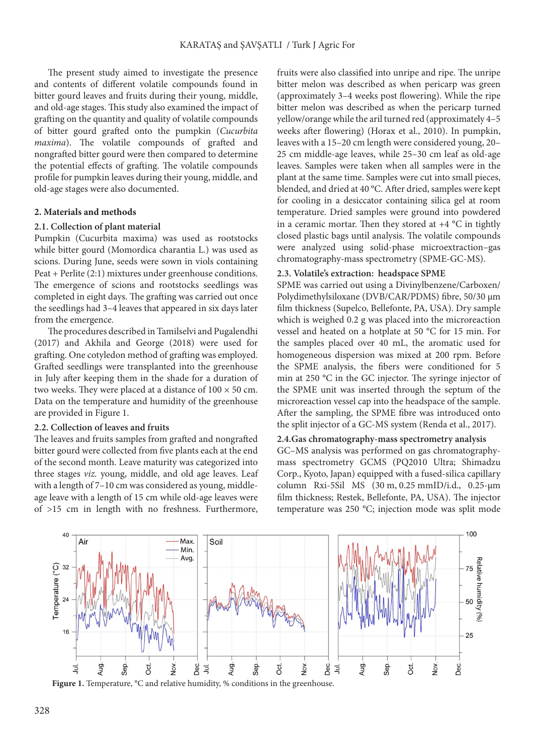The present study aimed to investigate the presence and contents of different volatile compounds found in bitter gourd leaves and fruits during their young, middle, and old-age stages. This study also examined the impact of grafting on the quantity and quality of volatile compounds of bitter gourd grafted onto the pumpkin (*Cucurbita maxima*). The volatile compounds of grafted and nongrafted bitter gourd were then compared to determine the potential effects of grafting. The volatile compounds profile for pumpkin leaves during their young, middle, and old-age stages were also documented.

## 2. Materials and methods

### 2.1. Collection of plant material

Pumpkin (Cucurbita maxima) was used as rootstocks while bitter gourd (Momordica charantia L.) was used as scions. During June, seeds were sown in viols containing Peat + Perlite (2:1) mixtures under greenhouse conditions. The emergence of scions and rootstocks seedlings was completed in eight days. The grafting was carried out once the seedlings had 3–4 leaves that appeared in six days later from the emergence.

The procedures described in Tamilselvi and Pugalendhi (2017) and Akhila and George (2018) were used for grafting. One cotyledon method of grafting was employed. Grafted seedlings were transplanted into the greenhouse in July after keeping them in the shade for a duration of two weeks. They were placed at a distance of 100 × 50 cm. Data on the temperature and humidity of the greenhouse are provided in Figure 1.

### 2.2. Collection of leaves and fruits

The leaves and fruits samples from grafted and nongrafted bitter gourd were collected from five plants each at the end of the second month. Leave maturity was categorized into three stages *viz.* young, middle, and old age leaves. Leaf with a length of 7–10 cm was considered as young, middle-age leave with a length of 15 cm while old-age leaves were of >15 cm in length with no freshness. Furthermore, fruits were also classified into unripe and ripe. The unripe bitter melon was described as when pericarp was green (approximately 3–4 weeks post flowering). While the ripe bitter melon was described as when the pericarp turned yellow/orange while the aril turned red (approximately 4–5 weeks after flowering) (Horax et al., 2010). In pumpkin, leaves with a 15–20 cm length were considered young, 20–25 cm middle-age leaves, while 25–30 cm leaf as old-age leaves. Samples were taken when all samples were in the plant at the same time. Samples were cut into small pieces, blended, and dried at 40 °C. After dried, samples were kept for cooling in a desiccator containing silica gel at room temperature. Dried samples were ground into powdered in a ceramic mortar. Then they stored at +4 °C in tightly closed plastic bags until analysis. The volatile compounds were analyzed using solid-phase microextraction–gas chromatography-mass spectrometry (SPME-GC-MS).

### 2.3. Volatile's extraction: headspace SPME

SPME was carried out using a Divinylbenzene/Carboxen/Polydimethylsiloxane (DVB/CAR/PDMS) fibre, 50/30 µm film thickness (Supelco, Bellefonte, PA, USA). Dry sample which is weighed 0.2 g was placed into the microreaction vessel and heated on a hotplate at 50 °C for 15 min. For the samples placed over 40 mL, the aromatic used for homogeneous dispersion was mixed at 200 rpm. Before the SPME analysis, the fibers were conditioned for 5 min at 250 °C in the GC injector. The syringe injector of the SPME unit was inserted through the septum of the microreaction vessel cap into the headspace of the sample. After the sampling, the SPME fibre was introduced onto the split injector of a GC-MS system (Renda et al., 2017).

### 2.4. Gas chromatography-mass spectrometry analysis

GC–MS analysis was performed on gas chromatography-mass spectrometry GCMS (PQ2010 Ultra; Shimadzu Corp., Kyoto, Japan) equipped with a fused-silica capillary column Rxi-5Sil MS (30 m, 0.25 mmID/i.d., 0.25-µm film thickness; Restek, Bellefonte, PA, USA). The injector temperature was 250 °C; injection mode was split mode

**Figure 1.** Temperature, °C and relative humidity, % conditions in the greenhouse.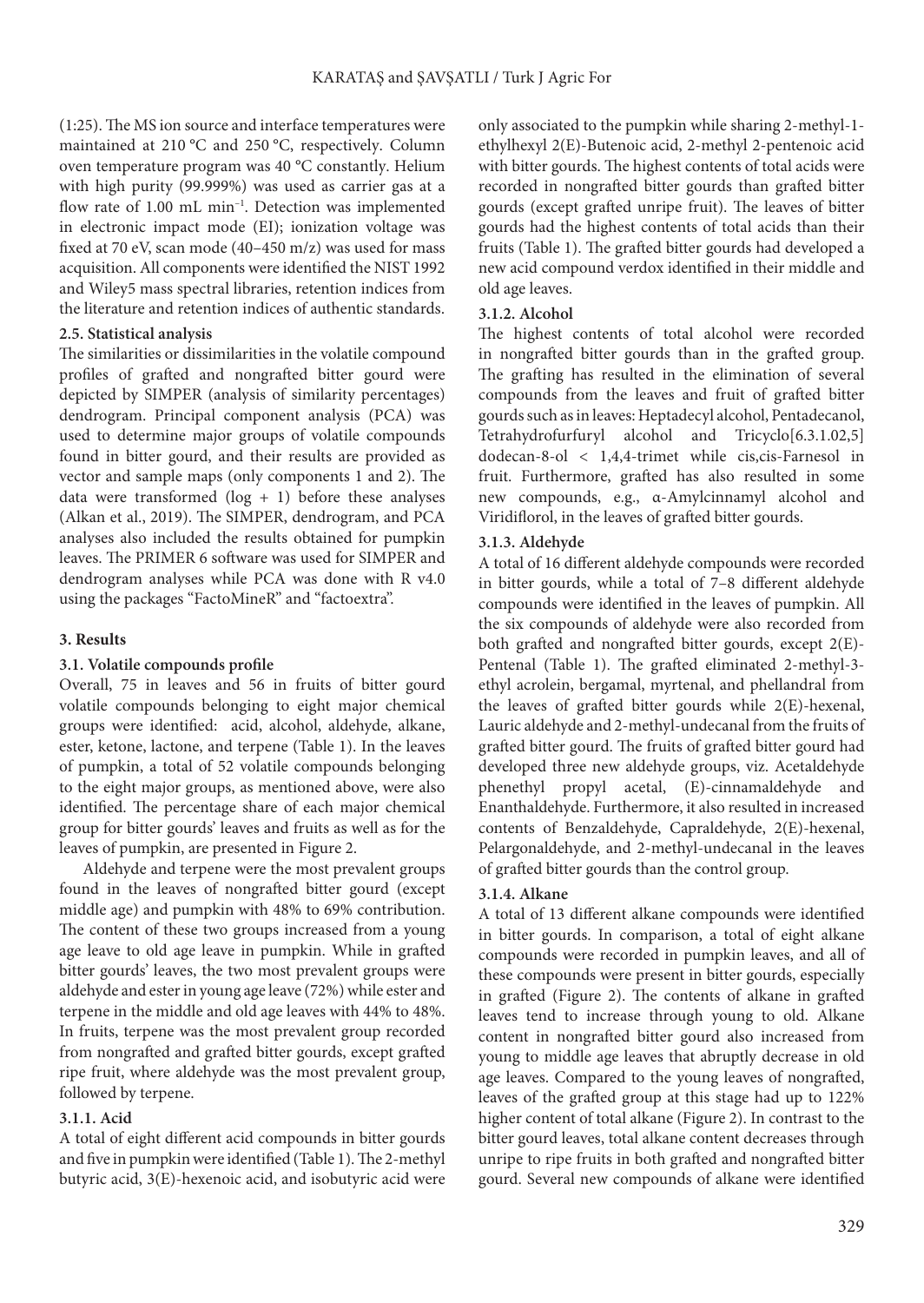(1:25). The MS ion source and interface temperatures were maintained at 210 °C and 250 °C, respectively. Column oven temperature program was 40 °C constantly. Helium with high purity (99.999%) was used as carrier gas at a flow rate of 1.00 mL $min^{-1}$. Detection was implemented in electronic impact mode (EI); ionization voltage was fixed at 70 eV, scan mode (40–450 m/z) was used for mass acquisition. All components were identified the NIST 1992 and Wiley5 mass spectral libraries, retention indices from the literature and retention indices of authentic standards.

### 2.5. Statistical analysis

The similarities or dissimilarities in the volatile compound profiles of grafted and nongrafted bitter gourd were depicted by SIMPER (analysis of similarity percentages) dendrogram. Principal component analysis (PCA) was used to determine major groups of volatile compounds found in bitter gourd, and their results are provided as vector and sample maps (only components 1 and 2). The data were transformed (log + 1) before these analyses (Alkan et al., 2019). The SIMPER, dendrogram, and PCA analyses also included the results obtained for pumpkin leaves. The PRIMER 6 software was used for SIMPER and dendrogram analyses while PCA was done with R v4.0 using the packages "FactoMineR" and "factoextra".

## 3. Results

### 3.1. Volatile compounds profile

Overall, 75 in leaves and 56 in fruits of bitter gourd volatile compounds belonging to eight major chemical groups were identified: acid, alcohol, aldehyde, alkane, ester, ketone, lactone, and terpene (Table 1). In the leaves of pumpkin, a total of 52 volatile compounds belonging to the eight major groups, as mentioned above, were also identified. The percentage share of each major chemical group for bitter gourds' leaves and fruits as well as for the leaves of pumpkin, are presented in Figure 2.

Aldehyde and terpene were the most prevalent groups found in the leaves of nongrafted bitter gourd (except middle age) and pumpkin with 48% to 69% contribution. The content of these two groups increased from a young age leave to old age leave in pumpkin. While in grafted bitter gourds' leaves, the two most prevalent groups were aldehyde and ester in young age leave (72%) while ester and terpene in the middle and old age leaves with 44% to 48%. In fruits, terpene was the most prevalent group recorded from nongrafted and grafted bitter gourds, except grafted ripe fruit, where aldehyde was the most prevalent group, followed by terpene.

#### 3.1.1. Acid

A total of eight different acid compounds in bitter gourds and five in pumpkin were identified (Table 1). The 2-methyl butyric acid, 3(E)-hexenoic acid, and isobutyric acid were only associated to the pumpkin while sharing 2-methyl-1-ethylhexyl 2(E)-Butenoic acid, 2-methyl 2-pentenoic acid with bitter gourds. The highest contents of total acids were recorded in nongrafted bitter gourds than grafted bitter gourds (except grafted unripe fruit). The leaves of bitter gourds had the highest contents of total acids than their fruits (Table 1). The grafted bitter gourds had developed a new acid compound verdox identified in their middle and old age leaves.

#### 3.1.2. Alcohol

The highest contents of total alcohol were recorded in nongrafted bitter gourds than in the grafted group. The grafting has resulted in the elimination of several compounds from the leaves and fruit of grafted bitter gourds such as in leaves: Heptadecyl alcohol, Pentadecanol, Tetrahydrofurfuryl alcohol and Tricyclo[6.3.1.02,5] dodecan-8-ol < 1,4,4-trimet while cis,cis-Farnesol in fruit. Furthermore, grafted has also resulted in some new compounds, e.g., α-Amylcinnamyl alcohol and Viridiflorol, in the leaves of grafted bitter gourds.

#### 3.1.3. Aldehyde

A total of 16 different aldehyde compounds were recorded in bitter gourds, while a total of 7–8 different aldehyde compounds were identified in the leaves of pumpkin. All the six compounds of aldehyde were also recorded from both grafted and nongrafted bitter gourds, except 2(E)-Pentenal (Table 1). The grafted eliminated 2-methyl-3-ethyl acrolein, bergamal, myrtenal, and phellandral from the leaves of grafted bitter gourds while 2(E)-hexenal, Lauric aldehyde and 2-methyl-undecanal from the fruits of grafted bitter gourd. The fruits of grafted bitter gourd had developed three new aldehyde groups, viz. Acetaldehyde phenethyl propyl acetal, (E)-cinnamaldehyde and Enanthaldehyde. Furthermore, it also resulted in increased contents of Benzaldehyde, Capraldehyde, 2(E)-hexenal, Pelargonaldehyde, and 2-methyl-undecanal in the leaves of grafted bitter gourds than the control group.

#### 3.1.4. Alkane

A total of 13 different alkane compounds were identified in bitter gourds. In comparison, a total of eight alkane compounds were recorded in pumpkin leaves, and all of these compounds were present in bitter gourds, especially in grafted (Figure 2). The contents of alkane in grafted leaves tend to increase through young to old. Alkane content in nongrafted bitter gourd also increased from young to middle age leaves that abruptly decrease in old age leaves. Compared to the young leaves of nongrafted, leaves of the grafted group at this stage had up to 122% higher content of total alkane (Figure 2). In contrast to the bitter gourd leaves, total alkane content decreases through unripe to ripe fruits in both grafted and nongrafted bitter gourd. Several new compounds of alkane were identified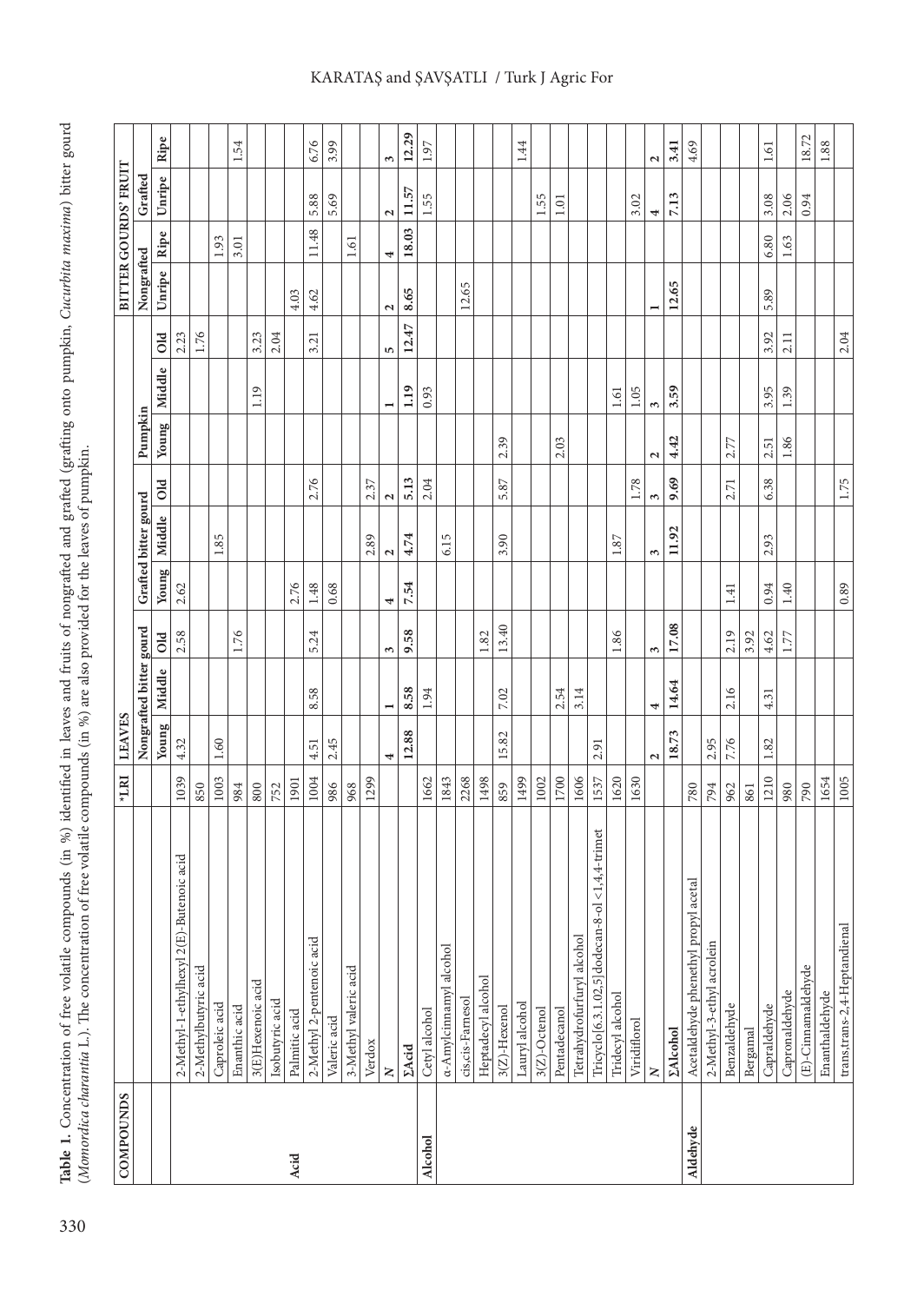**Table 1.** Concentration of free volatile compounds (in %) identified in leaves and fruits of nongrafted and grafted (grafting onto pumpkin, *Cucurbita maxima*) bitter gourd (*Momordica charantia* L.). The concentration of free volatile compounds (in %) are also provided for the leaves of pumpkin.

| COMPOUNDS | | *LRI | LEAVES | | | | | | | | | BITTER GOURDS' FRUIT | | | |
|---|---|---|---|---|---|---|---|---|---|---|---|---|---|---|---|
| | | | Nongrafted bitter gourd | | | Grafted bitter gourd | | | Pumpkin | | | Nongrafted | | Grafted | |
| | | | Young | Middle | Old | Young | Middle | Old | Young | Middle | Old | Unripe | Ripe | Unripe | Ripe |
| Acid | 2-Methyl-1-ethylhexyl 2(E)-Butenoic acid | 1039 | 4.32 | | 2.58 | 2.62 | | | | | 2.23 | | | | |
| | 2-Methylbutyric acid | 850 | | | | | | | | | 1.76 | | | | |
| | Caproleic acid | 1003 | 1.60 | | | | 1.85 | | | | | | 1.93 | | |
| | Enanthic acid | 984 | | | 1.76 | | | | | | | | 3.01 | | 1.54 |
| | 3(E)Hexenoic acid | 800 | | | | | | | | 1.19 | 3.23 | | | | |
| | Isobutyric acid | 752 | | | | | | | | | 2.04 | | | | |
| | Palmitic acid | 1901 | | | | 2.76 | | | | | | 4.03 | | | |
| | 2-Methyl 2-pentenoic acid | 1004 | 4.51 | 8.58 | 5.24 | 1.48 | | 2.76 | | | 3.21 | 4.62 | 11.48 | 5.88 | 6.76 |
| | Valeric acid | 986 | 2.45 | | | 0.68 | | | | | | | | 5.69 | 3.99 |
| | 3-Methyl valeric acid | 968 | | | | | 2.89 | | | | | | 1.61 | | |
| | Verdox | 1299 | | | | | | 2.37 | | | | | | | |
| | **N** | | **4** | **1** | **3** | **4** | **2** | **2** | | **1** | **5** | **2** | **4** | **2** | **3** |
| | **ΣAcid** | | **12.88** | **8.58** | **9.58** | **7.54** | **4.74** | **5.13** | | **1.19** | **12.47** | **8.65** | **18.03** | **11.57** | **12.29** |
| Alcohol | Cetyl alcohol | 1662 | | 1.94 | | | | 2.04 | | 0.93 | | | | 1.55 | 1.97 |
| | α-Amylcinnamyl alcohol | 1843 | | | | | 6.15 | | | | | | | | |
| | cis,cis-Farnesol | 2268 | | | | | | | | | | 12.65 | | | |
| | Heptadecyl alcohol | 1498 | | | 1.82 | | | | | | | | | | |
| | 3(Z)-Hexenol | 859 | 15.82 | 7.02 | 13.40 | | 3.90 | 5.87 | 2.39 | | | | | | |
| | Lauryl alcohol | 1499 | | | | | | | | | | | | | 1.44 |
| | 3(Z)-Octenol | 1002 | | | | | | | | | | | | 1.55 | |
| | Pentadecanol | 1700 | | 2.54 | | | | | 2.03 | | | | | 1.01 | |
| | Tetrahydrofurfuryl alcohol | 1606 | | 3.14 | | | | | | | | | | | |
| | Tricyclo[6.3.1.02,5]dodecan-8-ol <1,4,4-trimet | 1537 | 2.91 | | | | | | | | | | | | |
| | Tridecyl alcohol | 1620 | | | 1.86 | | 1.87 | | | 1.61 | | | | | |
| | Viridiflorol | 1630 | | | | | | 1.78 | | 1.05 | | | | 3.02 | |
| | **N** | | **2** | **4** | **3** | | **3** | **3** | **2** | **3** | | **1** | | **4** | **2** |
| | **ΣAlcohol** | | **18.73** | **14.64** | **17.08** | | **11.92** | **9.69** | **4.42** | **3.59** | | **12.65** | | **7.13** | **3.41** |
| Aldehyde | Acetaldehyde phenethyl propyl acetal | 780 | | | | | | | | | | | | | 4.69 |
| | 2-Methyl-3-ethyl acrolein | 794 | 2.95 | | | | | | | | | | | | |
| | Benzaldehyde | 962 | 7.76 | 2.16 | 2.19 | 1.41 | | 2.71 | 2.77 | | | | | | |
| | Bergamal | 861 | | | 3.92 | | | | | | | | | | |
| | Capraldehyde | 1210 | 1.82 | 4.31 | 4.62 | 0.94 | 2.93 | 6.38 | 2.51 | 3.95 | 3.92 | 5.89 | 6.80 | 3.08 | 1.61 |
| | Capronaldehyde | 980 | | | 1.77 | 1.40 | | | 1.86 | 1.39 | 2.11 | | 1.63 | 2.06 | |
| | (E)-Cinnamaldehyde | 790 | | | | | | | | | | | | 0.94 | 18.72 |
| | Enanthaldehyde | 1654 | | | | | | | | | | | | | 1.88 |
| | trans,trans-2,4-Heptandienal | 1005 | | | | 0.89 | | 1.75 | | | 2.04 | | | | |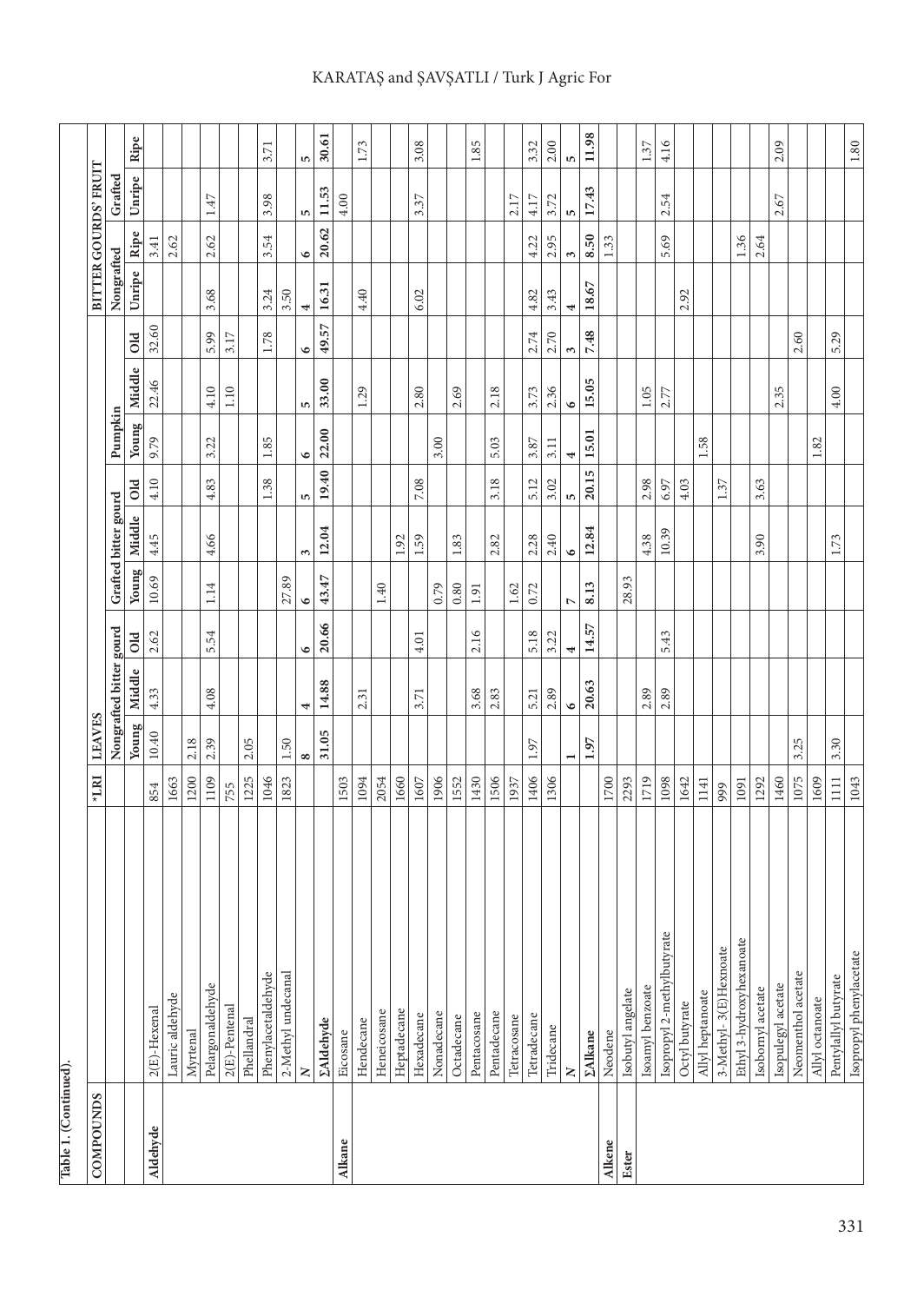Table 1. (Continued).

| COMPOUNDS | | *LRI | LEAVES | | | | | | | | | BITTER GOURDS' FRUIT | | | |
|---|---|---|---|---|---|---|---|---|---|---|---|---|---|---|---|
| | | | Nongrafted bitter gourd | | | Grafted bitter gourd | | | Pumpkin | | | Nongrafted | | Grafted | |
| | | | Young | Middle | Old | Young | Middle | Old | Young | Middle | Old | Unripe | Ripe | Unripe | Ripe |
| Aldehyde | 2(E)-Hexenal | 854 | 10.40 | 4.33 | 2.62 | 10.69 | 4.45 | 4.10 | 9.79 | 22.46 | 32.60 | | 3.41 | | |
| | Lauric aldehyde | 1663 | | | | | | | | | | | 2.62 | | |
| | Myrtenal | 1200 | 2.18 | | | | | | | | | | | | |
| | Pelargonaldehyde | 1109 | 2.39 | 4.08 | 5.54 | 1.14 | 4.66 | 4.83 | 3.22 | 4.10 | 5.99 | 3.68 | 2.62 | 1.47 | |
| | 2(E)-Pentenal | 755 | | | | | | | | 1.10 | 3.17 | | | | |
| | Phellandral | 1225 | 2.05 | | | | | | | | | | | | |
| | Phenylacetaldehyde | 1046 | | | | | | 1.38 | 1.85 | | 1.78 | 3.24 | 3.54 | 3.98 | 3.71 |
| | 2-Methyl undecanal | 1823 | 1.50 | | | 27.89 | | | | | | 3.50 | | | |
| | N | | 8 | 4 | 6 | 6 | 3 | 5 | 6 | 5 | 6 | 4 | 6 | 5 | 5 |
| | ΣAldehyde | | 31.05 | 14.88 | 20.66 | 43.47 | 12.04 | 19.40 | 22.00 | 33.00 | 49.57 | 16.31 | 20.62 | 11.53 | 30.61 |
| Alkane | Eicosane | 1503 | | | | | | | | | | | | 4.00 | |
| | Hendecane | 1094 | | 2.31 | | | | | | 1.29 | | 4.40 | | | 1.73 |
| | Heneicosane | 2054 | | | | 1.40 | | | | | | | | | |
| | Heptadecane | 1660 | | | | | 1.92 | | | | | | | | |
| | Hexadecane | 1607 | | 3.71 | 4.01 | | 1.59 | 7.08 | | 2.80 | | 6.02 | | 3.37 | 3.08 |
| | Nonadecane | 1906 | | | | 0.79 | | | 3.00 | | | | | | |
| | Octadecane | 1552 | | | | 0.80 | 1.83 | | | 2.69 | | | | | |
| | Pentacosane | 1430 | | 3.68 | 2.16 | 1.91 | | | | | | | | | 1.85 |
| | Pentadecane | 1506 | | 2.83 | | | 2.82 | 3.18 | 5.03 | 2.18 | | | | | |
| | Tetracosane | 1937 | | | | 1.62 | | | | | | | | 2.17 | |
| | Tetradecane | 1406 | 1.97 | 5.21 | 5.18 | 0.72 | 2.28 | 5.12 | 3.87 | 3.73 | 2.74 | 4.82 | 4.22 | 4.17 | 3.32 |
| | Tridecane | 1306 | | 2.89 | 3.22 | | 2.40 | 3.02 | 3.11 | 2.36 | 2.70 | 3.43 | 2.95 | 3.72 | 2.00 |
| | N | | 1 | 6 | 4 | 7 | 6 | 5 | 4 | 6 | 3 | 4 | 3 | 5 | 5 |
| | ΣAlkane | | 1.97 | 20.63 | 14.57 | 8.13 | 12.84 | 20.15 | 15.01 | 15.05 | 7.48 | 18.67 | 8.50 | 17.43 | 11.98 |
| Alkene | Neodene | 1700 | | | | | | | | | | | 1.33 | | |
| Ester | Isobutyl angelate | 2293 | | | | 28.93 | | | | | | | | | |
| | Isoamyl benzoate | 1719 | | 2.89 | | | 4.38 | 2.98 | | 1.05 | | | | | 1.37 |
| | Isopropyl 2-methylbutyrate | 1098 | | 2.89 | 5.43 | | 10.39 | 6.97 | | 2.77 | | | 5.69 | 2.54 | 4.16 |
| | Octyl butyrate | 1642 | | | | | | 4.03 | | | | 2.92 | | | |
| | Allyl heptanoate | 1141 | | | | | | | 1.58 | | | | | | |
| | 3-Methyl- 3(E)Hexnoate | 999 | | | | | | 1.37 | | | | | | | |
| | Ethyl 3-hydroxyhexanoate | 1091 | | | | | | | | | | | 1.36 | | |
| | Isobornyl acetate | 1292 | | | | | 3.90 | 3.63 | | | | | 2.64 | | |
| | Isopulegyl acetate | 1460 | | | | | | | | 2.35 | | | | 2.67 | 2.09 |
| | Neomenthol acetate | 1075 | 3.25 | | | | | | | | 2.60 | | | | |
| | Allyl octanoate | 1609 | | | | | | | 1.82 | | | | | | |
| | Pentylallyl butyrate | 1111 | 3.30 | | | | 1.73 | | | 4.00 | 5.29 | | | | |
| | Isopropyl phenylacetate | 1043 | | | | | | | | | | | | | 1.80 |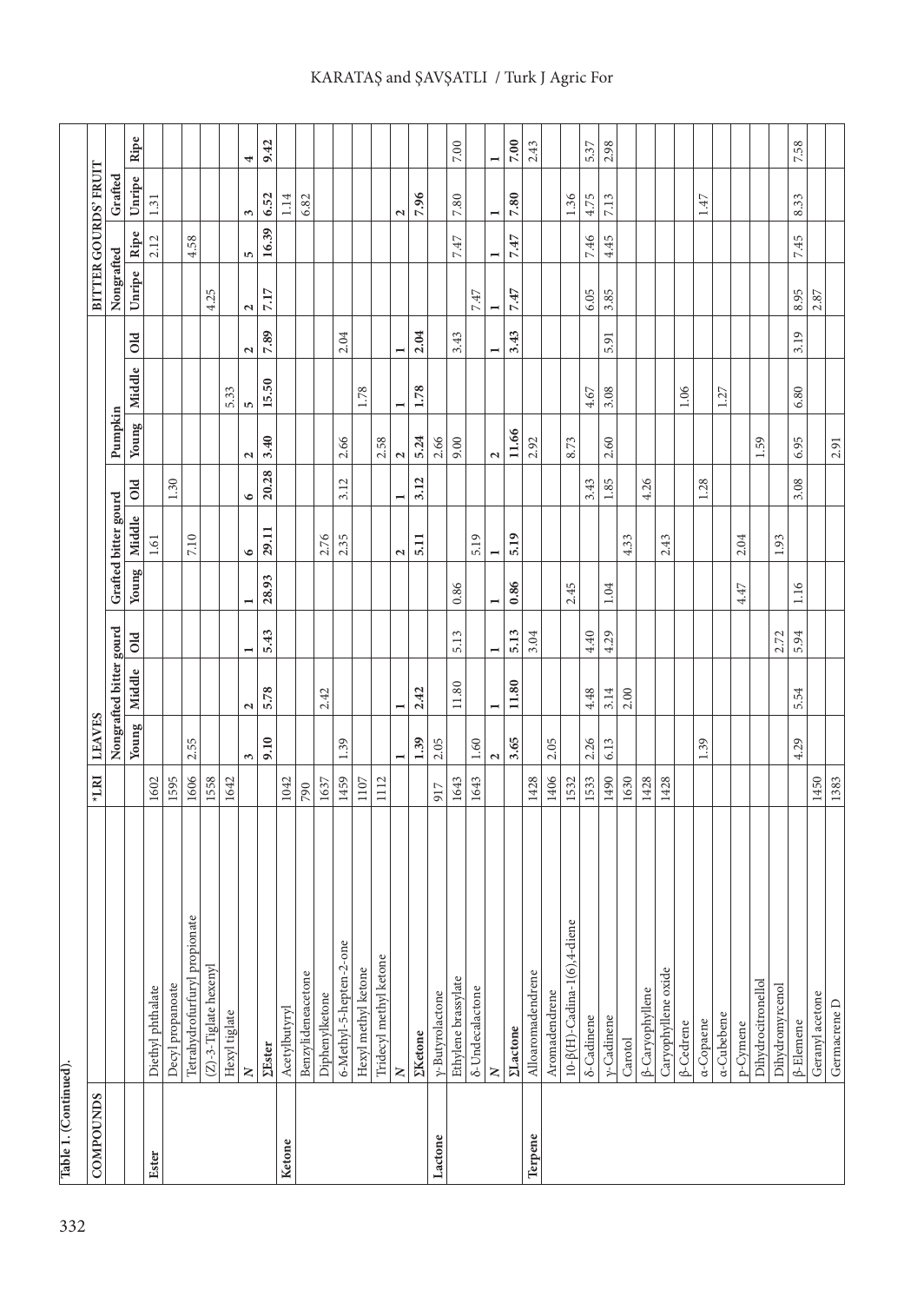Table 1. (Continued).

| COMPOUNDS | | *LRI | LEAVES | | | | | | | | | BITTER GOURDS' FRUIT | | | |
|---|---|---|---|---|---|---|---|---|---|---|---|---|---|---|---|
| | | | Nongrafted bitter gourd | | | Grafted bitter gourd | | | Pumpkin | | | Nongrafted | | Grafted | |
| | | | Young | Middle | Old | Young | Middle | Old | Young | Middle | Old | Unripe | Ripe | Unripe | Ripe |
| Ester | Diethyl phthalate | 1602 | | | | | 1.61 | | | | | | 2.12 | 1.31 | |
| | Decyl propanoate | 1595 | | | | | | 1.30 | | | | | | | |
| | Tetrahydrofurfuryl propionate | 1606 | 2.55 | | | | 7.10 | | | | | | 4.58 | | |
| | (Z)-3-Tiglate hexenyl | 1558 | | | | | | | | | | 4.25 | | | |
| | Hexyl tiglate | 1642 | | | | | | | | 5.33 | | | | | |
| | **N** | | **3** | **2** | **1** | **1** | **6** | **6** | **2** | **5** | **2** | **2** | **5** | **3** | **4** |
| | **ΣEster** | | **9.10** | **5.78** | **5.43** | **28.93** | **29.11** | **20.28** | **3.40** | **15.50** | **7.89** | **7.17** | **16.39** | **6.52** | **9.42** |
| Ketone | Acetylbutyryl | 1042 | | | | | | | | | | | | 1.14 | |
| | Benzylideneacetone | 790 | | | | | | | | | | | | 6.82 | |
| | Diphenylketone | 1637 | | 2.42 | | | 2.76 | | | | | | | | |
| | 6-Methyl-5-hepten-2-one | 1459 | 1.39 | | | | 2.35 | 3.12 | 2.66 | | 2.04 | | | | |
| | Hexyl methyl ketone | 1107 | | | | | | | | 1.78 | | | | | |
| | Tridecyl methyl ketone | 1112 | | | | | | | 2.58 | | | | | | |
| | **N** | | **1** | **1** | | | **2** | **1** | **2** | **1** | **1** | | | **2** | |
| | **ΣKetone** | | **1.39** | **2.42** | | | **5.11** | **3.12** | **5.24** | **1.78** | **2.04** | | | **7.96** | |
| Lactone | γ-Butyrolactone | 917 | 2.05 | | | | | | 2.66 | | | | | | |
| | Ethylene brassylate | 1643 | | 11.80 | 5.13 | 0.86 | | | 9.00 | | 3.43 | | 7.47 | 7.80 | 7.00 |
| | δ-Undecalactone | 1643 | 1.60 | | | | 5.19 | | | | | 7.47 | | | |
| | **N** | | **2** | **1** | **1** | **1** | **1** | | **2** | | **1** | **1** | **1** | **1** | **1** |
| | **ΣLactone** | | **3.65** | **11.80** | **5.13** | **0.86** | **5.19** | | **11.66** | | **3.43** | **7.47** | **7.47** | **7.80** | **7.00** |
| Terpene | Alloaromadendrene | 1428 | | | 3.04 | | | | 2.92 | | | | | | 2.43 |
| | Aromadendrene | 1406 | 2.05 | | | | | | | | | | | | |
| | 10-β(H)-Cadina-1(6),4-diene | 1532 | | | | 2.45 | | | 8.73 | | | | | 1.36 | |
| | δ-Cadinene | 1533 | 2.26 | 4.48 | 4.40 | | | 3.43 | | 4.67 | | 6.05 | 7.46 | 4.75 | 5.37 |
| | γ-Cadinene | 1490 | 6.13 | 3.14 | 4.29 | 1.04 | | 1.85 | 2.60 | 3.08 | 5.91 | 3.85 | 4.45 | 7.13 | 2.98 |
| | Carotol | 1630 | | 2.00 | | | 4.33 | | | | | | | | |
| | β-Caryophyllene | 1428 | | | | | | 4.26 | | | | | | | |
| | Caryophyllene oxide | 1428 | | | | | 2.43 | | | | | | | | |
| | β-Cedrene | | | | | | | | | 1.06 | | | | | |
| | α-Copaene | | 1.39 | | | | | 1.28 | | | | | | 1.47 | |
| | α-Cubebene | | | | | | | | | 1.27 | | | | | |
| | p-Cymene | | | | | 4.47 | 2.04 | | | | | | | | |
| | Dihydrocitronellol | | | | | | | | 1.59 | | | | | | |
| | Dihydromyrcenol | | | | 2.72 | | 1.93 | | | | | | | | |
| | β-Elemene | | 4.29 | 5.54 | 5.94 | 1.16 | | 3.08 | 6.95 | 6.80 | 3.19 | 8.95 | 7.45 | 8.33 | 7.58 |
| | Geranyl acetone | 1450 | | | | | | | | | | 2.87 | | | |
| | Germacrene D | 1383 | | | | | | | 2.91 | | | | | | |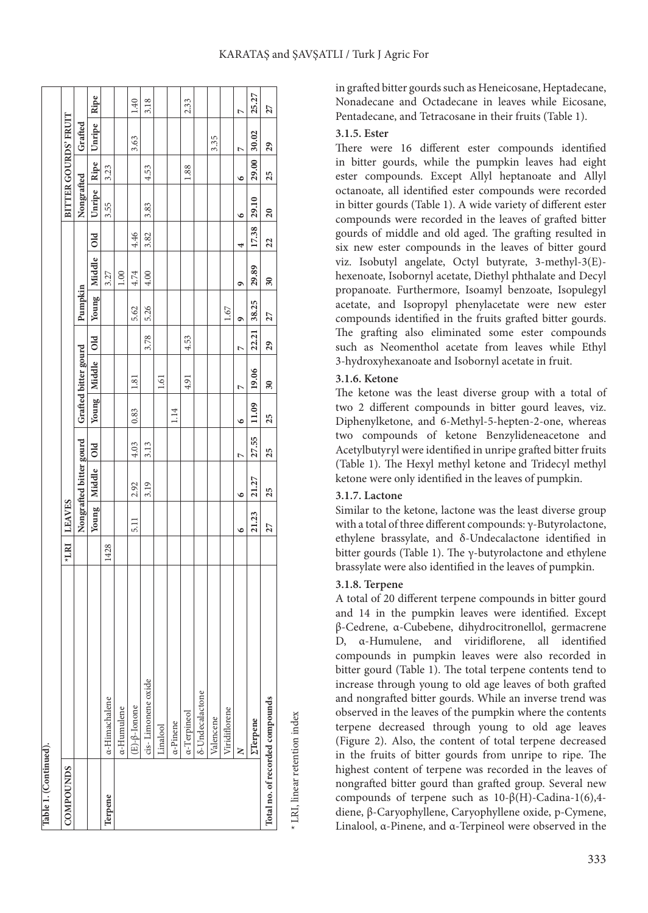**Table 1. (Continued).**

| COMPOUNDS | | *LRI | LEAVES | | | | | | | | | BITTER GOURDS' FRUIT | | | |
|---|---|---|---|---|---|---|---|---|---|---|---|---|---|---|---|
| | | | Nongrafted bitter gourd | | | Grafted bitter gourd | | | Pumpkin | | | Nongrafted | | Grafted | |
| | | | Young | Middle | Old | Young | Middle | Old | Young | Middle | Old | Unripe | Ripe | Unripe | Ripe |
| Terpene | α-Himachalene | 1428 | | | | | | | | 3.27 | | 3.55 | 3.23 | | |
| | α-Humulene | | | | | | | | | 1.00 | | | | | |
| | (E)-β-Ionone | | 5.11 | 2.92 | 4.03 | 0.83 | 1.81 | | 5.62 | 4.74 | 4.46 | | | 3.63 | 1.40 |
| | cis- Limonene oxide | | | 3.19 | 3.13 | | | 3.78 | 5.26 | 4.00 | 3.82 | 3.83 | 4.53 | | 3.18 |
| | Linalool | | | | | | 1.61 | | | | | | | | |
| | α-Pinene | | | | | 1.14 | | | | | | | | | |
| | α-Terpineol | | | | | | 4.91 | 4.53 | | | | | 1.88 | | 2.33 |
| | δ-Undecalactone | | | | | | | | | | | | | | |
| | Valencene | | | | | | | | | | | | | 3.35 | |
| | Viridiflorene | | | | | | | | 1.67 | | | | | | |
| | N | | 6 | 6 | 7 | 6 | 7 | 7 | 9 | 9 | 4 | 6 | 6 | 7 | 7 |
| | **ΣTerpene** | | 21.23 | 21.27 | 27.55 | 11.09 | 19.06 | 22.21 | 38.25 | 29.89 | 17.38 | 29.10 | 29.00 | 30.02 | 25.27 |
| **Total no. of recorded compounds** | | | 27 | 25 | 25 | 25 | 30 | 29 | 27 | 30 | 22 | 20 | 25 | 29 | 27 |

* LRI, linear retention index

in grafted bitter gourds such as Heneicosane, Heptadecane, Nonadecane and Octadecane in leaves while Eicosane, Pentadecane, and Tetracosane in their fruits (Table 1).

### 3.1.5. Ester

There were 16 different ester compounds identified in bitter gourds, while the pumpkin leaves had eight ester compounds. Except Allyl heptanoate and Allyl octanoate, all identified ester compounds were recorded in bitter gourds (Table 1). A wide variety of different ester compounds were recorded in the leaves of grafted bitter gourds of middle and old aged. The grafting resulted in six new ester compounds in the leaves of bitter gourd viz. Isobutyl angelate, Octyl butyrate, 3-methyl-3(E)-hexenoate, Isobornyl acetate, Diethyl phthalate and Decyl propanoate. Furthermore, Isoamyl benzoate, Isopulegyl acetate, and Isopropyl phenylacetate were new ester compounds identified in the fruits grafted bitter gourds. The grafting also eliminated some ester compounds such as Neomenthol acetate from leaves while Ethyl 3-hydroxyhexanoate and Isobornyl acetate in fruit.

### 3.1.6. Ketone

The ketone was the least diverse group with a total of two 2 different compounds in bitter gourd leaves, viz. Diphenylketone, and 6-Methyl-5-hepten-2-one, whereas two compounds of ketone Benzylideneacetone and Acetylbutyryl were identified in unripe grafted bitter fruits (Table 1). The Hexyl methyl ketone and Tridecyl methyl ketone were only identified in the leaves of pumpkin.

### 3.1.7. Lactone

Similar to the ketone, lactone was the least diverse group with a total of three different compounds: γ-Butyrolactone, ethylene brassylate, and δ-Undecalactone identified in bitter gourds (Table 1). The γ-butyrolactone and ethylene brassylate were also identified in the leaves of pumpkin.

### 3.1.8. Terpene

A total of 20 different terpene compounds in bitter gourd and 14 in the pumpkin leaves were identified. Except β-Cedrene, α-Cubebene, dihydrocitronellol, germacrene D, α-Humulene, and viridiflorene, all identified compounds in pumpkin leaves were also recorded in bitter gourd (Table 1). The total terpene contents tend to increase through young to old age leaves of both grafted and nongrafted bitter gourds. While an inverse trend was observed in the leaves of the pumpkin where the contents terpene decreased through young to old age leaves (Figure 2). Also, the content of total terpene decreased in the fruits of bitter gourds from unripe to ripe. The highest content of terpene was recorded in the leaves of nongrafted bitter gourd than grafted group. Several new compounds of terpene such as 10-β(H)-Cadina-1(6),4-diene, β-Caryophyllene, Caryophyllene oxide, p-Cymene, Linalool, α-Pinene, and α-Terpineol were observed in the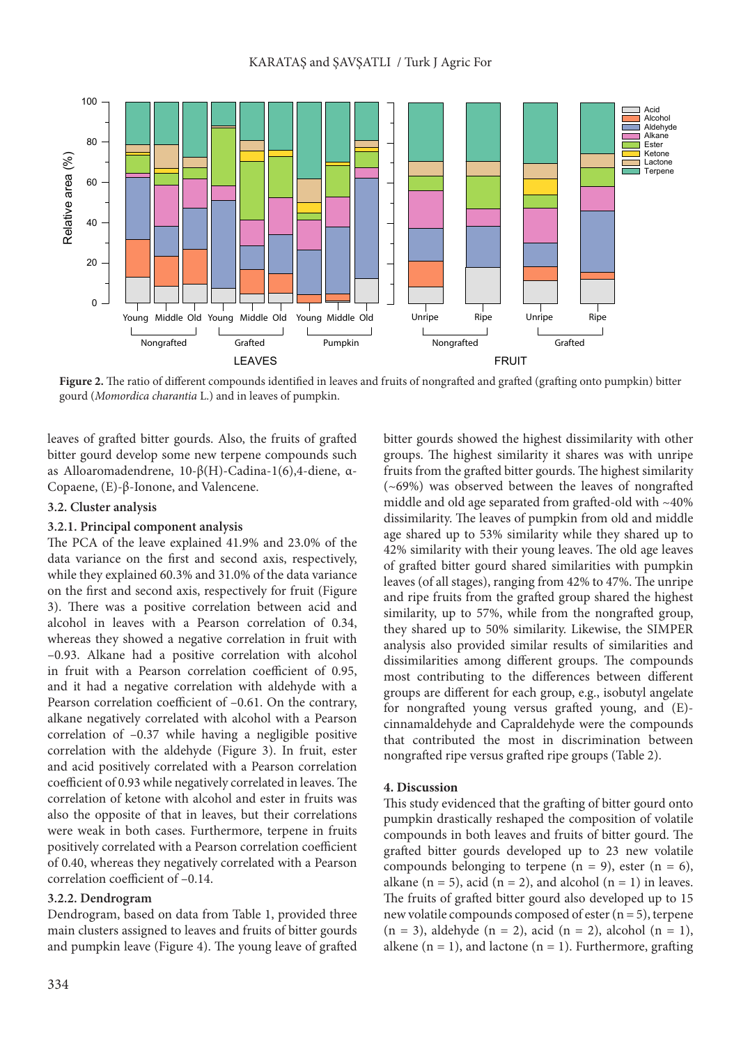**Figure 2.** The ratio of different compounds identified in leaves and fruits of nongrafted and grafted (grafting onto pumpkin) bitter gourd (*Momordica charantia* L.) and in leaves of pumpkin.

leaves of grafted bitter gourds. Also, the fruits of grafted bitter gourd develop some new terpene compounds such as Alloaromadendrene, 10-β(H)-Cadina-1(6),4-diene, α-Copaene, (E)-β-Ionone, and Valencene.

### 3.2. Cluster analysis

#### 3.2.1. Principal component analysis

The PCA of the leave explained 41.9% and 23.0% of the data variance on the first and second axis, respectively, while they explained 60.3% and 31.0% of the data variance on the first and second axis, respectively for fruit (Figure 3). There was a positive correlation between acid and alcohol in leaves with a Pearson correlation of 0.34, whereas they showed a negative correlation in fruit with −0.93. Alkane had a positive correlation with alcohol in fruit with a Pearson correlation coefficient of 0.95, and it had a negative correlation with aldehyde with a Pearson correlation coefficient of −0.61. On the contrary, alkane negatively correlated with alcohol with a Pearson correlation of −0.37 while having a negligible positive correlation with the aldehyde (Figure 3). In fruit, ester and acid positively correlated with a Pearson correlation coefficient of 0.93 while negatively correlated in leaves. The correlation of ketone with alcohol and ester in fruits was also the opposite of that in leaves, but their correlations were weak in both cases. Furthermore, terpene in fruits positively correlated with a Pearson correlation coefficient of 0.40, whereas they negatively correlated with a Pearson correlation coefficient of −0.14.

#### 3.2.2. Dendrogram

Dendrogram, based on data from Table 1, provided three main clusters assigned to leaves and fruits of bitter gourds and pumpkin leave (Figure 4). The young leave of grafted bitter gourds showed the highest dissimilarity with other groups. The highest similarity it shares was with unripe fruits from the grafted bitter gourds. The highest similarity (~69%) was observed between the leaves of nongrafted middle and old age separated from grafted-old with ~40% dissimilarity. The leaves of pumpkin from old and middle age shared up to 53% similarity while they shared up to 42% similarity with their young leaves. The old age leaves of grafted bitter gourd shared similarities with pumpkin leaves (of all stages), ranging from 42% to 47%. The unripe and ripe fruits from the grafted group shared the highest similarity, up to 57%, while from the nongrafted group, they shared up to 50% similarity. Likewise, the SIMPER analysis also provided similar results of similarities and dissimilarities among different groups. The compounds most contributing to the differences between different groups are different for each group, e.g., isobutyl angelate for nongrafted young versus grafted young, and (E)-cinnamaldehyde and Capraldehyde were the compounds that contributed the most in discrimination between nongrafted ripe versus grafted ripe groups (Table 2).

## 4. Discussion

This study evidenced that the grafting of bitter gourd onto pumpkin drastically reshaped the composition of volatile compounds in both leaves and fruits of bitter gourd. The grafted bitter gourds developed up to 23 new volatile compounds belonging to terpene ($n = 9$), ester ($n = 6$), alkane ($n = 5$), acid ($n = 2$), and alcohol ($n = 1$) in leaves. The fruits of grafted bitter gourd also developed up to 15 new volatile compounds composed of ester ($n = 5$), terpene ($n = 3$), aldehyde ($n = 2$), acid ($n = 2$), alcohol ($n = 1$), alkene ($n = 1$), and lactone ($n = 1$). Furthermore, grafting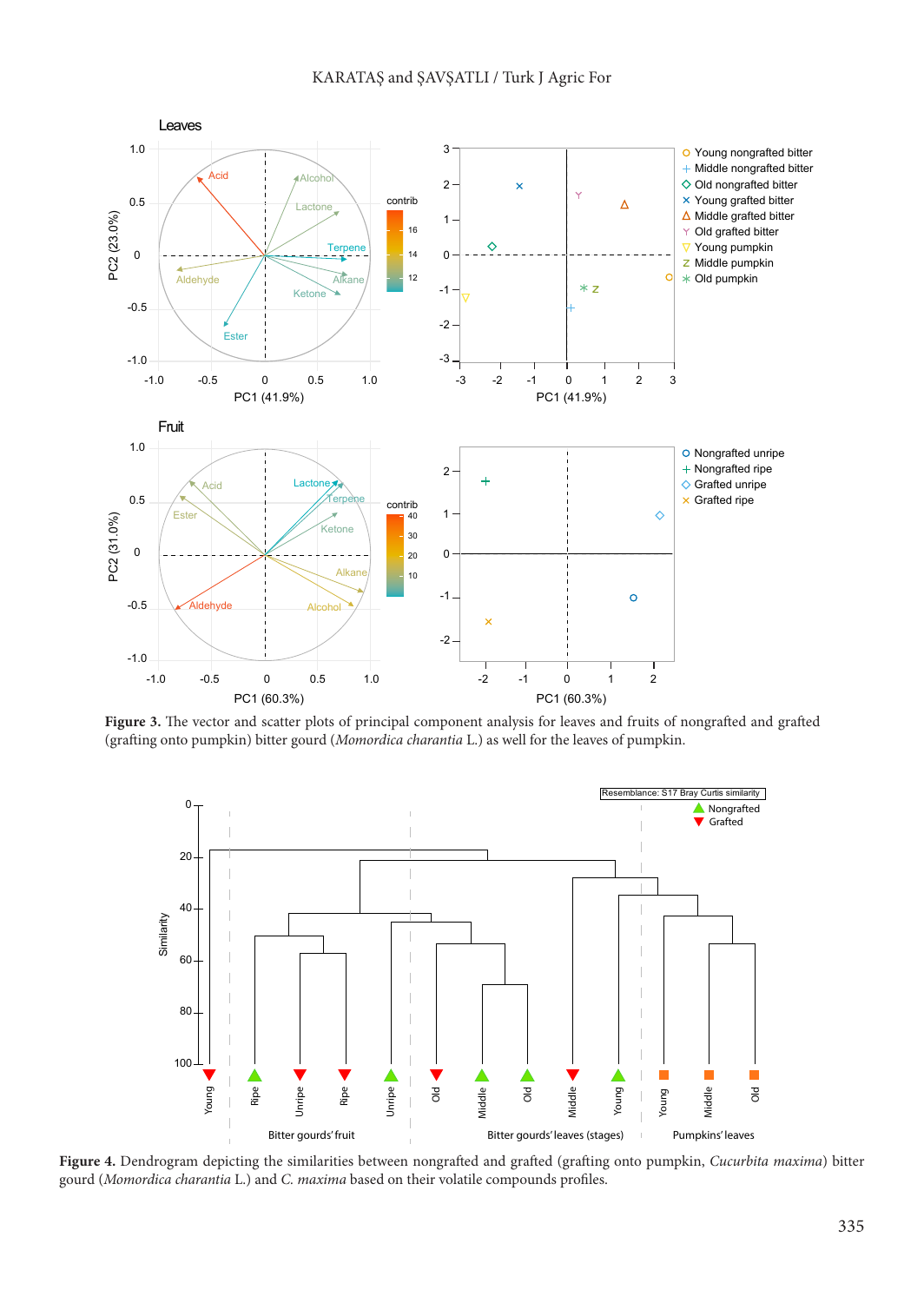**Figure 3.** The vector and scatter plots of principal component analysis for leaves and fruits of nongrafted and grafted (grafting onto pumpkin) bitter gourd (*Momordica charantia* L.) as well for the leaves of pumpkin.

**Figure 4.** Dendrogram depicting the similarities between nongrafted and grafted (grafting onto pumpkin, *Cucurbita maxima*) bitter gourd (*Momordica charantia* L.) and *C. maxima* based on their volatile compounds profiles.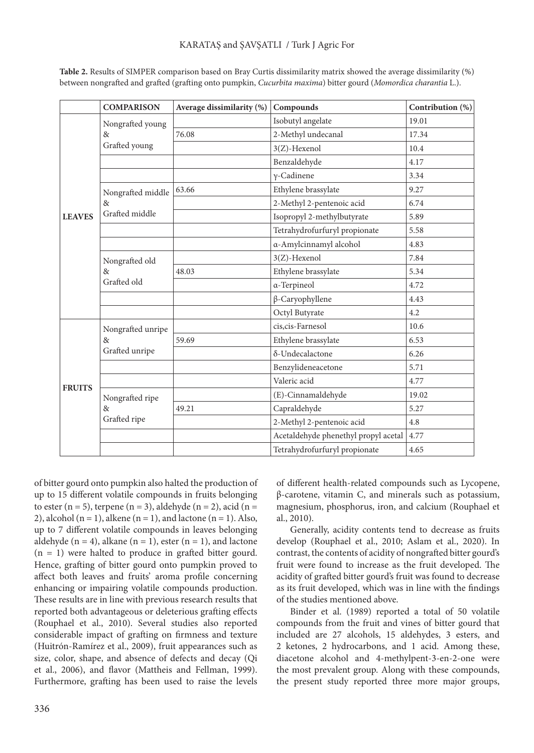**Table 2.** Results of SIMPER comparison based on Bray Curtis dissimilarity matrix showed the average dissimilarity (%) between nongrafted and grafted (grafting onto pumpkin, *Cucurbita maxima*) bitter gourd (*Momordica charantia* L.).

| | COMPARISON | Average dissimilarity (%) | Compounds | Contribution (%) |
|---|---|---|---|---|
| LEAVES | Nongrafted young & Grafted young | | Isobutyl angelate | 19.01 |
| | | 76.08 | 2-Methyl undecanal | 17.34 |
| | | | 3(Z)-Hexenol | 10.4 |
| | | | Benzaldehyde | 4.17 |
| | | | γ-Cadinene | 3.34 |
| | Nongrafted middle & Grafted middle | 63.66 | Ethylene brassylate | 9.27 |
| | | | 2-Methyl 2-pentenoic acid | 6.74 |
| | | | Isopropyl 2-methylbutyrate | 5.89 |
| | | | Tetrahydrofurfuryl propionate | 5.58 |
| | | | α-Amylcinnamyl alcohol | 4.83 |
| | Nongrafted old & Grafted old | | 3(Z)-Hexenol | 7.84 |
| | | 48.03 | Ethylene brassylate | 5.34 |
| | | | α-Terpineol | 4.72 |
| | | | β-Caryophyllene | 4.43 |
| | | | Octyl Butyrate | 4.2 |
| FRUITS | Nongrafted unripe & Grafted unripe | | cis,cis-Farnesol | 10.6 |
| | | 59.69 | Ethylene brassylate | 6.53 |
| | | | δ-Undecalactone | 6.26 |
| | | | Benzylideneacetone | 5.71 |
| | | | Valeric acid | 4.77 |
| | Nongrafted ripe & Grafted ripe | | (E)-Cinnamaldehyde | 19.02 |
| | | 49.21 | Capraldehyde | 5.27 |
| | | | 2-Methyl 2-pentenoic acid | 4.8 |
| | | | Acetaldehyde phenethyl propyl acetal | 4.77 |
| | | | Tetrahydrofurfuryl propionate | 4.65 |

of bitter gourd onto pumpkin also halted the production of up to 15 different volatile compounds in fruits belonging to ester (n = 5), terpene (n = 3), aldehyde (n = 2), acid (n = 2), alcohol (n = 1), alkene (n = 1), and lactone (n = 1). Also, up to 7 different volatile compounds in leaves belonging aldehyde (n = 4), alkane (n = 1), ester (n = 1), and lactone (n = 1) were halted to produce in grafted bitter gourd. Hence, grafting of bitter gourd onto pumpkin proved to affect both leaves and fruits' aroma profile concerning enhancing or impairing volatile compounds production. These results are in line with previous research results that reported both advantageous or deleterious grafting effects (Rouphael et al., 2010). Several studies also reported considerable impact of grafting on firmness and texture (Huitrón-Ramírez et al., 2009), fruit appearances such as size, color, shape, and absence of defects and decay (Qi et al., 2006), and flavor (Mattheis and Fellman, 1999). Furthermore, grafting has been used to raise the levels of different health-related compounds such as Lycopene, β-carotene, vitamin C, and minerals such as potassium, magnesium, phosphorus, iron, and calcium (Rouphael et al., 2010).

Generally, acidity contents tend to decrease as fruits develop (Rouphael et al., 2010; Aslam et al., 2020). In contrast, the contents of acidity of nongrafted bitter gourd's fruit were found to increase as the fruit developed. The acidity of grafted bitter gourd's fruit was found to decrease as its fruit developed, which was in line with the findings of the studies mentioned above.

Binder et al. (1989) reported a total of 50 volatile compounds from the fruit and vines of bitter gourd that included are 27 alcohols, 15 aldehydes, 3 esters, and 2 ketones, 2 hydrocarbons, and 1 acid. Among these, diacetone alcohol and 4-methylpent-3-en-2-one were the most prevalent group. Along with these compounds, the present study reported three more major groups,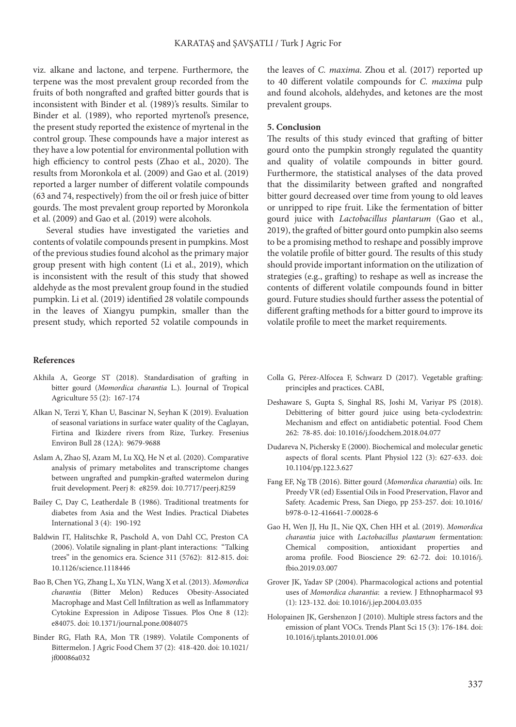viz. alkane and lactone, and terpene. Furthermore, the terpene was the most prevalent group recorded from the fruits of both nongrafted and grafted bitter gourds that is inconsistent with Binder et al. (1989)'s results. Similar to Binder et al. (1989), who reported myrtenol's presence, the present study reported the existence of myrtenal in the control group. These compounds have a major interest as they have a low potential for environmental pollution with high efficiency to control pests (Zhao et al., 2020). The results from Moronkola et al. (2009) and Gao et al. (2019) reported a larger number of different volatile compounds (63 and 74, respectively) from the oil or fresh juice of bitter gourds. The most prevalent group reported by Moronkola et al. (2009) and Gao et al. (2019) were alcohols.

Several studies have investigated the varieties and contents of volatile compounds present in pumpkins. Most of the previous studies found alcohol as the primary major group present with high content (Li et al., 2019), which is inconsistent with the result of this study that showed aldehyde as the most prevalent group found in the studied pumpkin. Li et al. (2019) identified 28 volatile compounds in the leaves of Xiangyu pumpkin, smaller than the present study, which reported 52 volatile compounds in the leaves of *C. maxima*. Zhou et al. (2017) reported up to 40 different volatile compounds for *C. maxima* pulp and found alcohols, aldehydes, and ketones are the most prevalent groups.

## 5. Conclusion

The results of this study evinced that grafting of bitter gourd onto the pumpkin strongly regulated the quantity and quality of volatile compounds in bitter gourd. Furthermore, the statistical analyses of the data proved that the dissimilarity between grafted and nongrafted bitter gourd decreased over time from young to old leaves or unripped to ripe fruit. Like the fermentation of bitter gourd juice with *Lactobacillus plantarum* (Gao et al., 2019), the grafted of bitter gourd onto pumpkin also seems to be a promising method to reshape and possibly improve the volatile profile of bitter gourd. The results of this study should provide important information on the utilization of strategies (e.g., grafting) to reshape as well as increase the contents of different volatile compounds found in bitter gourd. Future studies should further assess the potential of different grafting methods for a bitter gourd to improve its volatile profile to meet the market requirements.

## References

Akhila A, George ST (2018). Standardisation of grafting in bitter gourd (*Momordica charantia* L.). Journal of Tropical Agriculture 55 (2): 167-174

Alkan N, Terzi Y, Khan U, Bascinar N, Seyhan K (2019). Evaluation of seasonal variations in surface water quality of the Caglayan, Firtina and Ikizdere rivers from Rize, Turkey. Fresenius Environ Bull 28 (12A): 9679-9688

Aslam A, Zhao SJ, Azam M, Lu XQ, He N et al. (2020). Comparative analysis of primary metabolites and transcriptome changes between ungrafted and pumpkin-grafted watermelon during fruit development. Peerj 8: e8259. doi: 10.7717/peerj.8259

Bailey C, Day C, Leatherdale B (1986). Traditional treatments for diabetes from Asia and the West Indies. Practical Diabetes International 3 (4): 190-192

Baldwin IT, Halitschke R, Paschold A, von Dahl CC, Preston CA (2006). Volatile signaling in plant-plant interactions: "Talking trees" in the genomics era. Science 311 (5762): 812-815. doi: 10.1126/science.1118446

Bao B, Chen YG, Zhang L, Xu YLN, Wang X et al. (2013). *Momordica charantia* (Bitter Melon) Reduces Obesity-Associated Macrophage and Mast Cell Infiltration as well as Inflammatory Cytokine Expression in Adipose Tissues. Plos One 8 (12): e84075. doi: 10.1371/journal.pone.0084075

Binder RG, Flath RA, Mon TR (1989). Volatile Components of Bittermelon. J Agric Food Chem 37 (2): 418-420. doi: 10.1021/jf00086a032

Colla G, Pérez-Alfocea F, Schwarz D (2017). Vegetable grafting: principles and practices. CABI,

Deshaware S, Gupta S, Singhal RS, Joshi M, Variyar PS (2018). Debittering of bitter gourd juice using beta-cyclodextrin: Mechanism and effect on antidiabetic potential. Food Chem 262: 78-85. doi: 10.1016/j.foodchem.2018.04.077

Dudareva N, Pichersky E (2000). Biochemical and molecular genetic aspects of floral scents. Plant Physiol 122 (3): 627-633. doi: 10.1104/pp.122.3.627

Fang EF, Ng TB (2016). Bitter gourd (*Momordica charantia*) oils. In: Preedy VR (ed) Essential Oils in Food Preservation, Flavor and Safety. Academic Press, San Diego, pp 253-257. doi: 10.1016/b978-0-12-416641-7.00028-6

Gao H, Wen JJ, Hu JL, Nie QX, Chen HH et al. (2019). *Momordica charantia* juice with *Lactobacillus plantarum* fermentation: Chemical composition, antioxidant properties and aroma profile. Food Bioscience 29: 62-72. doi: 10.1016/j.fbio.2019.03.007

Grover JK, Yadav SP (2004). Pharmacological actions and potential uses of *Momordica charantia*: a review. J Ethnopharmacol 93 (1): 123-132. doi: 10.1016/j.jep.2004.03.035

Holopainen JK, Gershenzon J (2010). Multiple stress factors and the emission of plant VOCs. Trends Plant Sci 15 (3): 176-184. doi: 10.1016/j.tplants.2010.01.006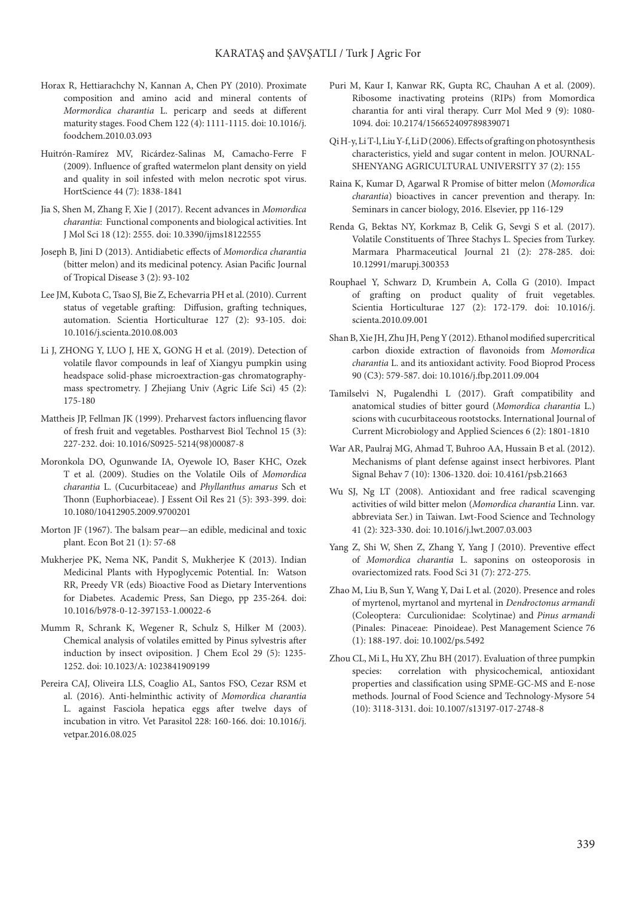Horax R, Hettiarachchy N, Kannan A, Chen PY (2010). Proximate composition and amino acid and mineral contents of *Mormordica charantia* L. pericarp and seeds at different maturity stages. Food Chem 122 (4): 1111-1115. doi: 10.1016/j.foodchem.2010.03.093

Huitrón-Ramírez MV, Ricárdez-Salinas M, Camacho-Ferre F (2009). Influence of grafted watermelon plant density on yield and quality in soil infested with melon necrotic spot virus. HortScience 44 (7): 1838-1841

Jia S, Shen M, Zhang F, Xie J (2017). Recent advances in *Momordica charantia*: Functional components and biological activities. Int J Mol Sci 18 (12): 2555. doi: 10.3390/ijms18122555

Joseph B, Jini D (2013). Antidiabetic effects of *Momordica charantia* (bitter melon) and its medicinal potency. Asian Pacific Journal of Tropical Disease 3 (2): 93-102

Lee JM, Kubota C, Tsao SJ, Bie Z, Echevarria PH et al. (2010). Current status of vegetable grafting: Diffusion, grafting techniques, automation. Scientia Horticulturae 127 (2): 93-105. doi: 10.1016/j.scienta.2010.08.003

Li J, ZHONG Y, LUO J, HE X, GONG H et al. (2019). Detection of volatile flavor compounds in leaf of Xiangyu pumpkin using headspace solid-phase microextraction-gas chromatography-mass spectrometry. J Zhejiang Univ (Agric Life Sci) 45 (2): 175-180

Mattheis JP, Fellman JK (1999). Preharvest factors influencing flavor of fresh fruit and vegetables. Postharvest Biol Technol 15 (3): 227-232. doi: 10.1016/S0925-5214(98)00087-8

Moronkola DO, Ogunwande IA, Oyewole IO, Baser KHC, Ozek T et al. (2009). Studies on the Volatile Oils of *Momordica charantia* L. (Cucurbitaceae) and *Phyllanthus amarus* Sch et Thonn (Euphorbiaceae). J Essent Oil Res 21 (5): 393-399. doi: 10.1080/10412905.2009.9700201

Morton JF (1967). The balsam pear—an edible, medicinal and toxic plant. Econ Bot 21 (1): 57-68

Mukherjee PK, Nema NK, Pandit S, Mukherjee K (2013). Indian Medicinal Plants with Hypoglycemic Potential. In: Watson RR, Preedy VR (eds) Bioactive Food as Dietary Interventions for Diabetes. Academic Press, San Diego, pp 235-264. doi: 10.1016/b978-0-12-397153-1.00022-6

Mumm R, Schrank K, Wegener R, Schulz S, Hilker M (2003). Chemical analysis of volatiles emitted by Pinus sylvestris after induction by insect oviposition. J Chem Ecol 29 (5): 1235-1252. doi: 10.1023/A: 1023841909199

Pereira CAJ, Oliveira LLS, Coaglio AL, Santos FSO, Cezar RSM et al. (2016). Anti-helminthic activity of *Momordica charantia* L. against Fasciola hepatica eggs after twelve days of incubation in vitro. Vet Parasitol 228: 160-166. doi: 10.1016/j.vetpar.2016.08.025

Puri M, Kaur I, Kanwar RK, Gupta RC, Chauhan A et al. (2009). Ribosome inactivating proteins (RIPs) from Momordica charantia for anti viral therapy. Curr Mol Med 9 (9): 1080-1094. doi: 10.2174/156652409789839071

Qi H-y, Li T-l, Liu Y-f, Li D (2006). Effects of grafting on photosynthesis characteristics, yield and sugar content in melon. JOURNAL-SHENYANG AGRICULTURAL UNIVERSITY 37 (2): 155

Raina K, Kumar D, Agarwal R Promise of bitter melon (*Momordica charantia*) bioactives in cancer prevention and therapy. In: Seminars in cancer biology, 2016. Elsevier, pp 116-129

Renda G, Bektas NY, Korkmaz B, Celik G, Sevgi S et al. (2017). Volatile Constituents of Three Stachys L. Species from Turkey. Marmara Pharmaceutical Journal 21 (2): 278-285. doi: 10.12991/marupj.300353

Rouphael Y, Schwarz D, Krumbein A, Colla G (2010). Impact of grafting on product quality of fruit vegetables. Scientia Horticulturae 127 (2): 172-179. doi: 10.1016/j.scienta.2010.09.001

Shan B, Xie JH, Zhu JH, Peng Y (2012). Ethanol modified supercritical carbon dioxide extraction of flavonoids from *Momordica charantia* L. and its antioxidant activity. Food Bioprod Process 90 (C3): 579-587. doi: 10.1016/j.fbp.2011.09.004

Tamilselvi N, Pugalendhi L (2017). Graft compatibility and anatomical studies of bitter gourd (*Momordica charantia* L.) scions with cucurbitaceous rootstocks. International Journal of Current Microbiology and Applied Sciences 6 (2): 1801-1810

War AR, Paulraj MG, Ahmad T, Buhroo AA, Hussain B et al. (2012). Mechanisms of plant defense against insect herbivores. Plant Signal Behav 7 (10): 1306-1320. doi: 10.4161/psb.21663

Wu SJ, Ng LT (2008). Antioxidant and free radical scavenging activities of wild bitter melon (*Momordica charantia* Linn. var. abbreviata Ser.) in Taiwan. Lwt-Food Science and Technology 41 (2): 323-330. doi: 10.1016/j.lwt.2007.03.003

Yang Z, Shi W, Shen Z, Zhang Y, Yang J (2010). Preventive effect of *Momordica charantia* L. saponins on osteoporosis in ovariectomized rats. Food Sci 31 (7): 272-275.

Zhao M, Liu B, Sun Y, Wang Y, Dai L et al. (2020). Presence and roles of myrtenol, myrtanol and myrtenal in *Dendroctonus armandi* (Coleoptera: Curculionidae: Scolytinae) and *Pinus armandi* (Pinales: Pinaceae: Pinoideae). Pest Management Science 76 (1): 188-197. doi: 10.1002/ps.5492

Zhou CL, Mi L, Hu XY, Zhu BH (2017). Evaluation of three pumpkin species: correlation with physicochemical, antioxidant properties and classification using SPME-GC-MS and E-nose methods. Journal of Food Science and Technology-Mysore 54 (10): 3118-3131. doi: 10.1007/s13197-017-2748-8